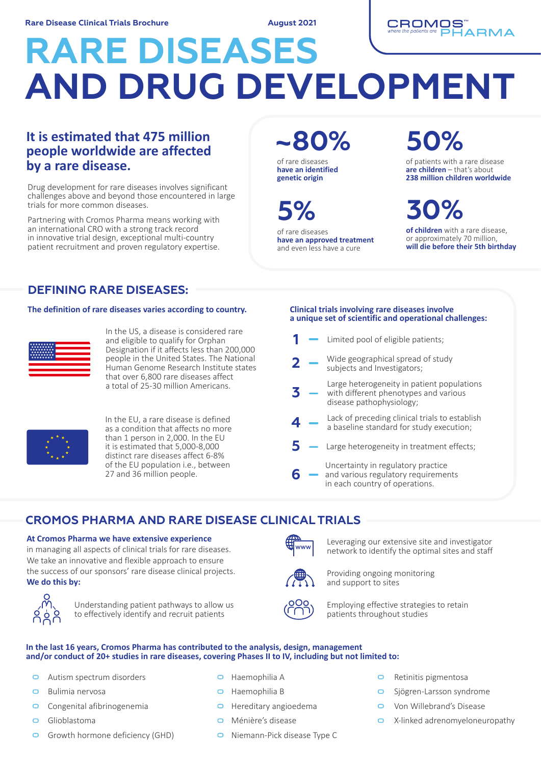Rare Disease Clinical Trials Brochure — August 2021

CROMOS™ PHARMA
*where the patients are*

# RARE DISEASES AND DRUG DEVELOPMENT

## It is estimated that 475 million people worldwide are affected by a rare disease.

Drug development for rare diseases involves significant challenges above and beyond those encountered in large trials for more common diseases.

Partnering with Cromos Pharma means working with an international CRO with a strong track record in innovative trial design, exceptional multi-country patient recruitment and proven regulatory expertise.

**~80%**
of rare diseases **have an identified genetic origin**

**50%**
of patients with a rare disease **are children** – that's about **238 million children worldwide**

**5%**
of rare diseases **have an approved treatment** and even less have a cure

**30%**
**of children** with a rare disease, or approximately 70 million, **will die before their 5th birthday**

## DEFINING RARE DISEASES:

**The definition of rare diseases varies according to country.**

In the US, a disease is considered rare and eligible to qualify for Orphan Designation if it affects less than 200,000 people in the United States. The National Human Genome Research Institute states that over 6,800 rare diseases affect a total of 25-30 million Americans.

In the EU, a rare disease is defined as a condition that affects no more than 1 person in 2,000. In the EU it is estimated that 5,000-8,000 distinct rare diseases affect 6-8% of the EU population i.e., between 27 and 36 million people.

**Clinical trials involving rare diseases involve a unique set of scientific and operational challenges:**

1. Limited pool of eligible patients;
2. Wide geographical spread of study subjects and Investigators;
3. Large heterogeneity in patient populations with different phenotypes and various disease pathophysiology;
4. Lack of preceding clinical trials to establish a baseline standard for study execution;
5. Large heterogeneity in treatment effects;
6. Uncertainty in regulatory practice and various regulatory requirements in each country of operations.

## CROMOS PHARMA AND RARE DISEASE CLINICAL TRIALS

**At Cromos Pharma we have extensive experience** in managing all aspects of clinical trials for rare diseases. We take an innovative and flexible approach to ensure the success of our sponsors' rare disease clinical projects.
**We do this by:**

- Understanding patient pathways to allow us to effectively identify and recruit patients
- Leveraging our extensive site and investigator network to identify the optimal sites and staff
- Providing ongoing monitoring and support to sites
- Employing effective strategies to retain patients throughout studies

**In the last 16 years, Cromos Pharma has contributed to the analysis, design, management and/or conduct of 20+ studies in rare diseases, covering Phases II to IV, including but not limited to:**

- Autism spectrum disorders
- Bulimia nervosa
- Congenital afibrinogenemia
- Glioblastoma
- Growth hormone deficiency (GHD)
- Haemophilia A
- Haemophilia B
- Hereditary angioedema
- Ménière's disease
- Niemann-Pick disease Type C
- Retinitis pigmentosa
- Sjögren-Larsson syndrome
- Von Willebrand's Disease
- X-linked adrenomyeloneuropathy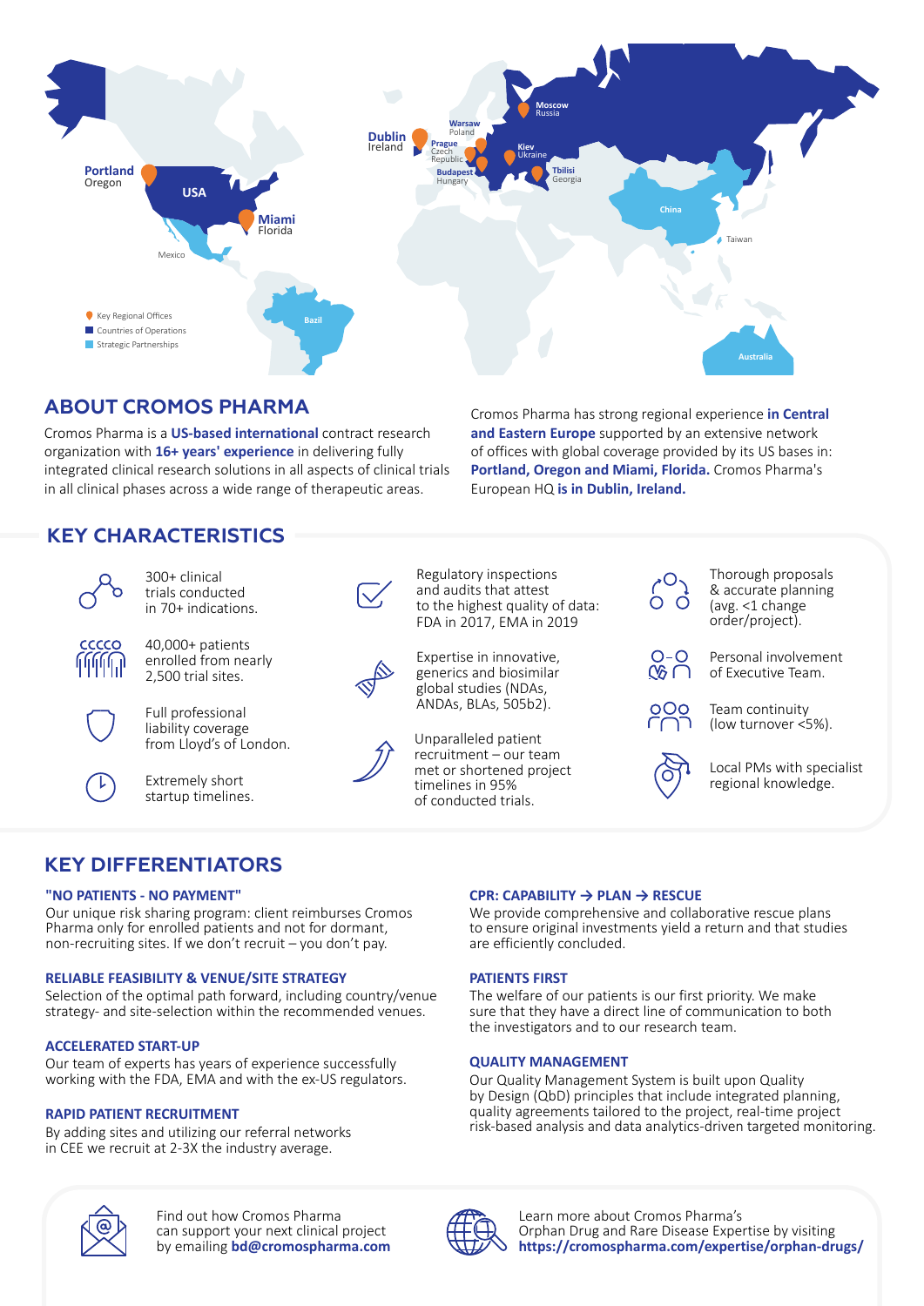Portland
Oregon

USA

Miami
Florida

Mexico

Bazil

Dublin
Ireland

Warsaw
Poland

Prague
Czech Republic

Budapest
Hungary

Kiev
Ukraine

Moscow
Russia

Tbilisi
Georgia

China

Taiwan

Australia

Key Regional Offices
Countries of Operations
Strategic Partnerships

## ABOUT CROMOS PHARMA

Cromos Pharma is a **US-based international** contract research organization with **16+ years' experience** in delivering fully integrated clinical research solutions in all aspects of clinical trials in all clinical phases across a wide range of therapeutic areas.

Cromos Pharma has strong regional experience **in Central and Eastern Europe** supported by an extensive network of offices with global coverage provided by its US bases in: **Portland, Oregon and Miami, Florida.** Cromos Pharma's European HQ **is in Dublin, Ireland.**

## KEY CHARACTERISTICS

- 300+ clinical trials conducted in 70+ indications.
- 40,000+ patients enrolled from nearly 2,500 trial sites.
- Full professional liability coverage from Lloyd's of London.
- Extremely short startup timelines.
- Regulatory inspections and audits that attest to the highest quality of data: FDA in 2017, EMA in 2019
- Expertise in innovative, generics and biosimilar global studies (NDAs, ANDAs, BLAs, 505b2).
- Unparalleled patient recruitment – our team met or shortened project timelines in 95% of conducted trials.
- Thorough proposals & accurate planning (avg. <1 change order/project).
- Personal involvement of Executive Team.
- Team continuity (low turnover <5%).
- Local PMs with specialist regional knowledge.

## KEY DIFFERENTIATORS

### "NO PATIENTS - NO PAYMENT"

Our unique risk sharing program: client reimburses Cromos Pharma only for enrolled patients and not for dormant, non-recruiting sites. If we don't recruit – you don't pay.

### RELIABLE FEASIBILITY & VENUE/SITE STRATEGY

Selection of the optimal path forward, including country/venue strategy- and site-selection within the recommended venues.

### ACCELERATED START-UP

Our team of experts has years of experience successfully working with the FDA, EMA and with the ex-US regulators.

### RAPID PATIENT RECRUITMENT

By adding sites and utilizing our referral networks in CEE we recruit at 2-3X the industry average.

### CPR: CAPABILITY → PLAN → RESCUE

We provide comprehensive and collaborative rescue plans to ensure original investments yield a return and that studies are efficiently concluded.

### PATIENTS FIRST

The welfare of our patients is our first priority. We make sure that they have a direct line of communication to both the investigators and to our research team.

### QUALITY MANAGEMENT

Our Quality Management System is built upon Quality by Design (QbD) principles that include integrated planning, quality agreements tailored to the project, real-time project risk-based analysis and data analytics-driven targeted monitoring.

Find out how Cromos Pharma can support your next clinical project by emailing **bd@cromospharma.com**

Learn more about Cromos Pharma's Orphan Drug and Rare Disease Expertise by visiting **https://cromospharma.com/expertise/orphan-drugs/**